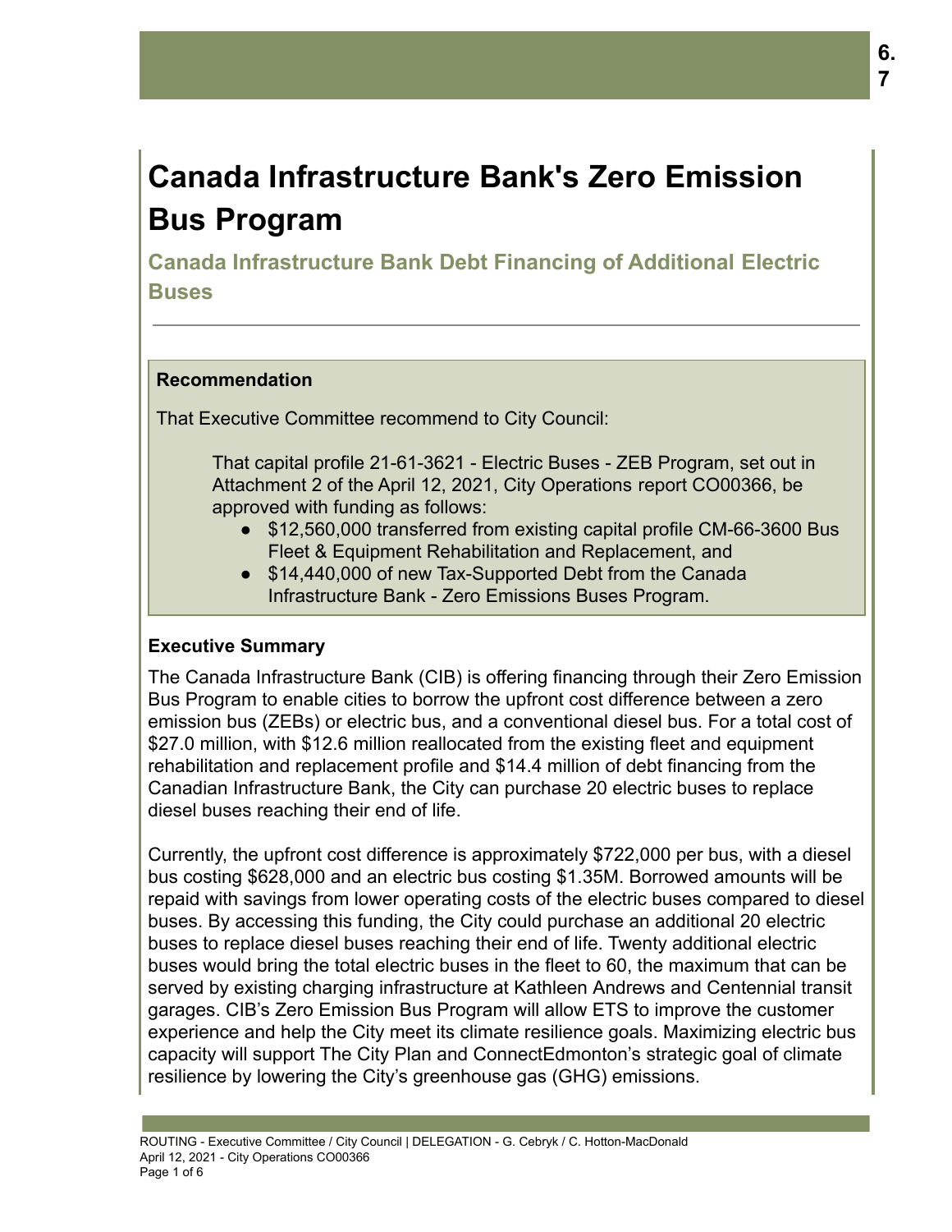# Canada Infrastructure Bank's Zero Emission Bus Program

## Canada Infrastructure Bank Debt Financing of Additional Electric Buses

### Recommendation

That Executive Committee recommend to City Council:

> That capital profile 21-61-3621 - Electric Buses - ZEB Program, set out in Attachment 2 of the April 12, 2021, City Operations report CO00366, be approved with funding as follows:
>
> - $12,560,000 transferred from existing capital profile CM-66-3600 Bus Fleet & Equipment Rehabilitation and Replacement, and
> - $14,440,000 of new Tax-Supported Debt from the Canada Infrastructure Bank - Zero Emissions Buses Program.

### Executive Summary

The Canada Infrastructure Bank (CIB) is offering financing through their Zero Emission Bus Program to enable cities to borrow the upfront cost difference between a zero emission bus (ZEBs) or electric bus, and a conventional diesel bus. For a total cost of $27.0 million, with $12.6 million reallocated from the existing fleet and equipment rehabilitation and replacement profile and $14.4 million of debt financing from the Canadian Infrastructure Bank, the City can purchase 20 electric buses to replace diesel buses reaching their end of life.

Currently, the upfront cost difference is approximately $722,000 per bus, with a diesel bus costing $628,000 and an electric bus costing $1.35M. Borrowed amounts will be repaid with savings from lower operating costs of the electric buses compared to diesel buses. By accessing this funding, the City could purchase an additional 20 electric buses to replace diesel buses reaching their end of life. Twenty additional electric buses would bring the total electric buses in the fleet to 60, the maximum that can be served by existing charging infrastructure at Kathleen Andrews and Centennial transit garages. CIB's Zero Emission Bus Program will allow ETS to improve the customer experience and help the City meet its climate resilience goals. Maximizing electric bus capacity will support The City Plan and ConnectEdmonton's strategic goal of climate resilience by lowering the City's greenhouse gas (GHG) emissions.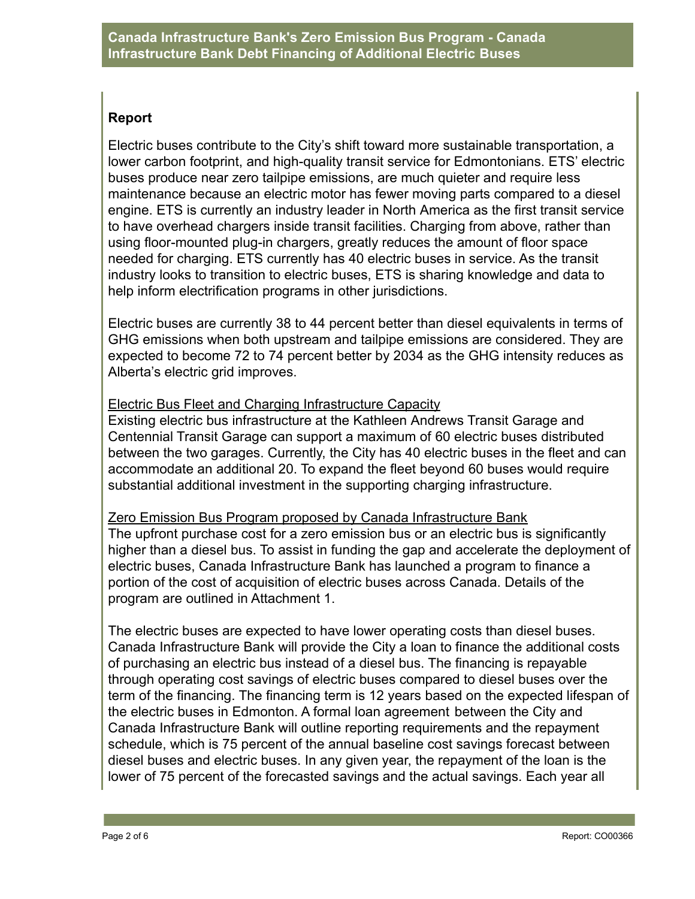## Report

Electric buses contribute to the City's shift toward more sustainable transportation, a lower carbon footprint, and high-quality transit service for Edmontonians. ETS' electric buses produce near zero tailpipe emissions, are much quieter and require less maintenance because an electric motor has fewer moving parts compared to a diesel engine. ETS is currently an industry leader in North America as the first transit service to have overhead chargers inside transit facilities. Charging from above, rather than using floor-mounted plug-in chargers, greatly reduces the amount of floor space needed for charging. ETS currently has 40 electric buses in service. As the transit industry looks to transition to electric buses, ETS is sharing knowledge and data to help inform electrification programs in other jurisdictions.

Electric buses are currently 38 to 44 percent better than diesel equivalents in terms of GHG emissions when both upstream and tailpipe emissions are considered. They are expected to become 72 to 74 percent better by 2034 as the GHG intensity reduces as Alberta's electric grid improves.

Electric Bus Fleet and Charging Infrastructure Capacity

Existing electric bus infrastructure at the Kathleen Andrews Transit Garage and Centennial Transit Garage can support a maximum of 60 electric buses distributed between the two garages. Currently, the City has 40 electric buses in the fleet and can accommodate an additional 20. To expand the fleet beyond 60 buses would require substantial additional investment in the supporting charging infrastructure.

Zero Emission Bus Program proposed by Canada Infrastructure Bank

The upfront purchase cost for a zero emission bus or an electric bus is significantly higher than a diesel bus. To assist in funding the gap and accelerate the deployment of electric buses, Canada Infrastructure Bank has launched a program to finance a portion of the cost of acquisition of electric buses across Canada. Details of the program are outlined in Attachment 1.

The electric buses are expected to have lower operating costs than diesel buses. Canada Infrastructure Bank will provide the City a loan to finance the additional costs of purchasing an electric bus instead of a diesel bus. The financing is repayable through operating cost savings of electric buses compared to diesel buses over the term of the financing. The financing term is 12 years based on the expected lifespan of the electric buses in Edmonton. A formal loan agreement between the City and Canada Infrastructure Bank will outline reporting requirements and the repayment schedule, which is 75 percent of the annual baseline cost savings forecast between diesel buses and electric buses. In any given year, the repayment of the loan is the lower of 75 percent of the forecasted savings and the actual savings. Each year all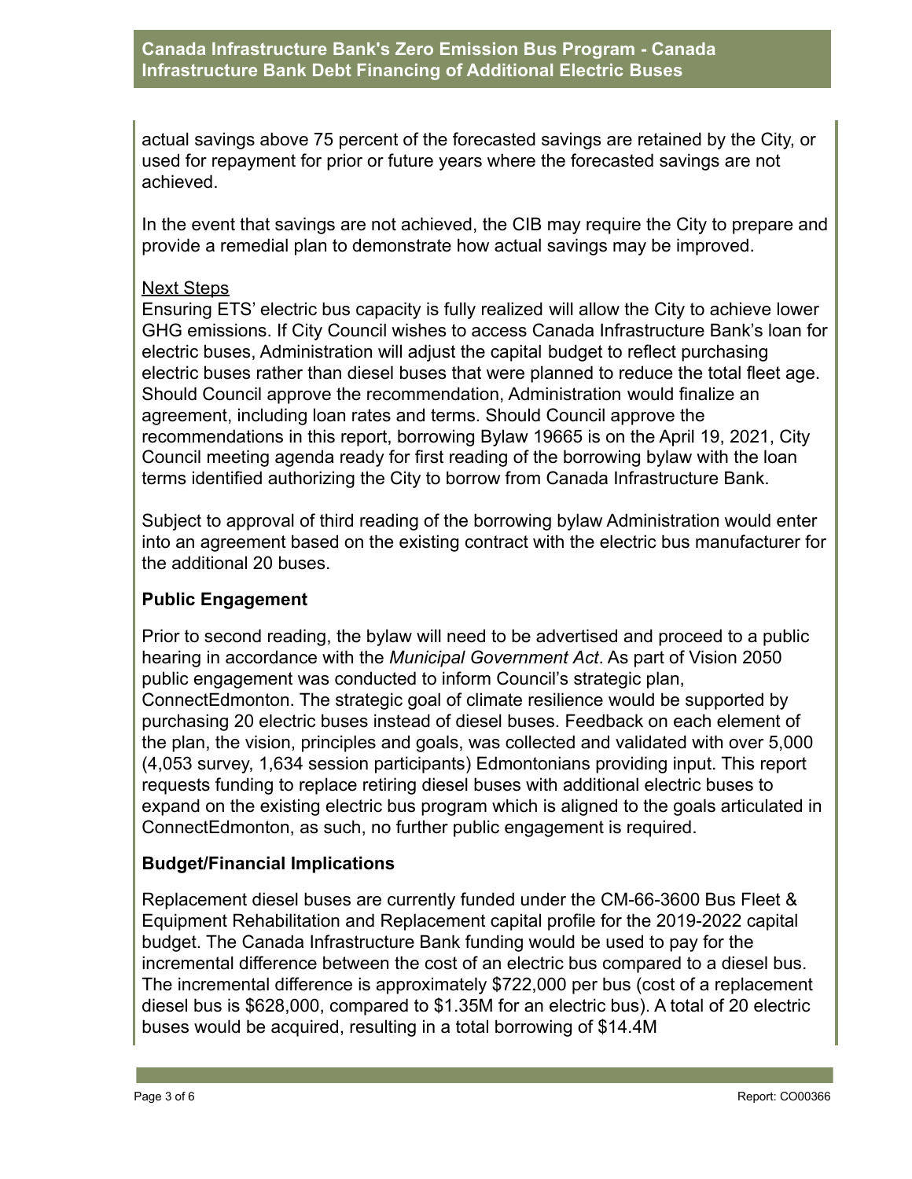actual savings above 75 percent of the forecasted savings are retained by the City, or used for repayment for prior or future years where the forecasted savings are not achieved.

In the event that savings are not achieved, the CIB may require the City to prepare and provide a remedial plan to demonstrate how actual savings may be improved.

Next Steps

Ensuring ETS' electric bus capacity is fully realized will allow the City to achieve lower GHG emissions. If City Council wishes to access Canada Infrastructure Bank's loan for electric buses, Administration will adjust the capital budget to reflect purchasing electric buses rather than diesel buses that were planned to reduce the total fleet age. Should Council approve the recommendation, Administration would finalize an agreement, including loan rates and terms. Should Council approve the recommendations in this report, borrowing Bylaw 19665 is on the April 19, 2021, City Council meeting agenda ready for first reading of the borrowing bylaw with the loan terms identified authorizing the City to borrow from Canada Infrastructure Bank.

Subject to approval of third reading of the borrowing bylaw Administration would enter into an agreement based on the existing contract with the electric bus manufacturer for the additional 20 buses.

## Public Engagement

Prior to second reading, the bylaw will need to be advertised and proceed to a public hearing in accordance with the *Municipal Government Act*. As part of Vision 2050 public engagement was conducted to inform Council's strategic plan, ConnectEdmonton. The strategic goal of climate resilience would be supported by purchasing 20 electric buses instead of diesel buses. Feedback on each element of the plan, the vision, principles and goals, was collected and validated with over 5,000 (4,053 survey, 1,634 session participants) Edmontonians providing input. This report requests funding to replace retiring diesel buses with additional electric buses to expand on the existing electric bus program which is aligned to the goals articulated in ConnectEdmonton, as such, no further public engagement is required.

## Budget/Financial Implications

Replacement diesel buses are currently funded under the CM-66-3600 Bus Fleet & Equipment Rehabilitation and Replacement capital profile for the 2019-2022 capital budget. The Canada Infrastructure Bank funding would be used to pay for the incremental difference between the cost of an electric bus compared to a diesel bus. The incremental difference is approximately $722,000 per bus (cost of a replacement diesel bus is $628,000, compared to $1.35M for an electric bus). A total of 20 electric buses would be acquired, resulting in a total borrowing of $14.4M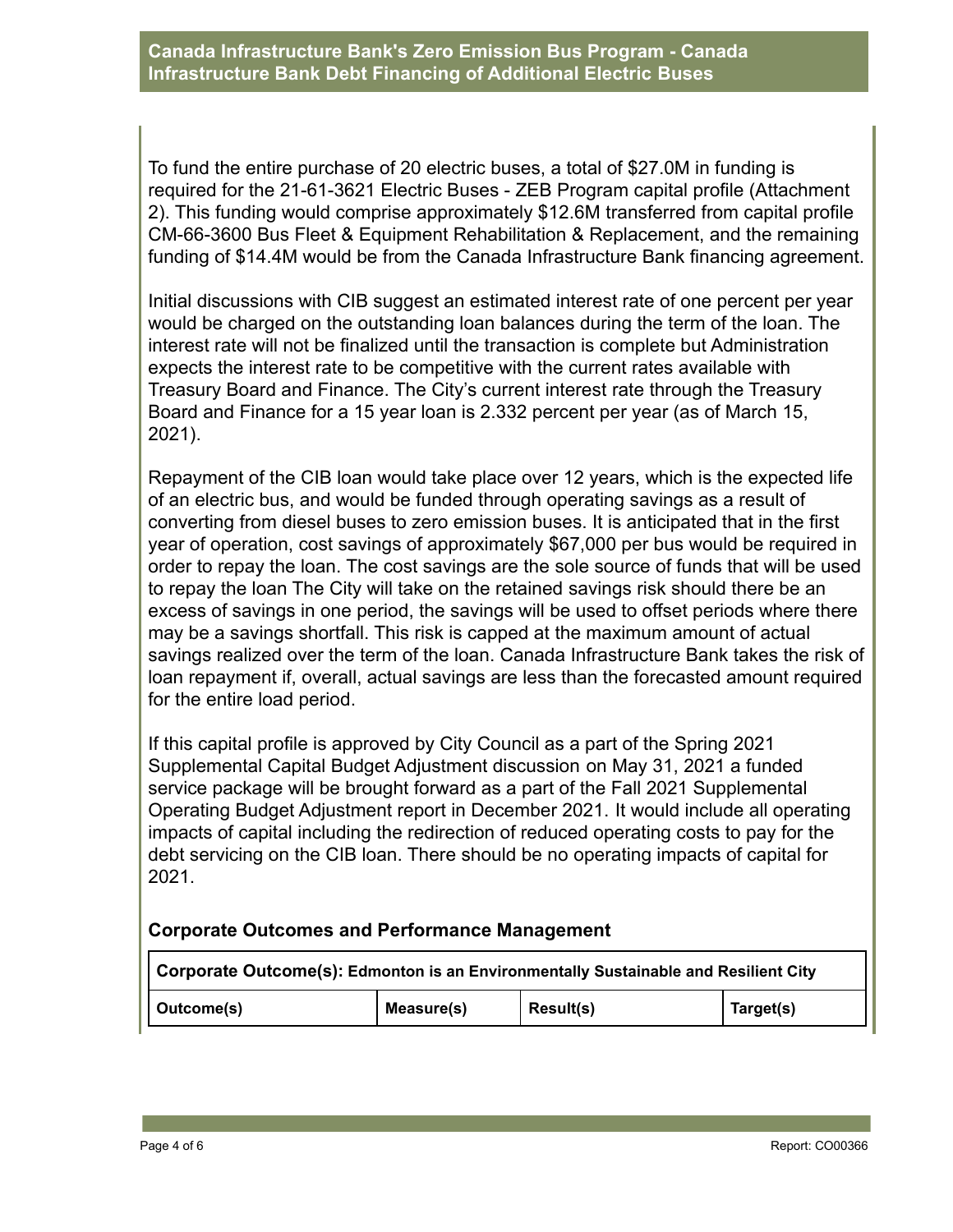To fund the entire purchase of 20 electric buses, a total of $27.0M in funding is required for the 21-61-3621 Electric Buses - ZEB Program capital profile (Attachment 2). This funding would comprise approximately $12.6M transferred from capital profile CM-66-3600 Bus Fleet & Equipment Rehabilitation & Replacement, and the remaining funding of $14.4M would be from the Canada Infrastructure Bank financing agreement.

Initial discussions with CIB suggest an estimated interest rate of one percent per year would be charged on the outstanding loan balances during the term of the loan. The interest rate will not be finalized until the transaction is complete but Administration expects the interest rate to be competitive with the current rates available with Treasury Board and Finance. The City's current interest rate through the Treasury Board and Finance for a 15 year loan is 2.332 percent per year (as of March 15, 2021).

Repayment of the CIB loan would take place over 12 years, which is the expected life of an electric bus, and would be funded through operating savings as a result of converting from diesel buses to zero emission buses. It is anticipated that in the first year of operation, cost savings of approximately $67,000 per bus would be required in order to repay the loan. The cost savings are the sole source of funds that will be used to repay the loan The City will take on the retained savings risk should there be an excess of savings in one period, the savings will be used to offset periods where there may be a savings shortfall. This risk is capped at the maximum amount of actual savings realized over the term of the loan. Canada Infrastructure Bank takes the risk of loan repayment if, overall, actual savings are less than the forecasted amount required for the entire load period.

If this capital profile is approved by City Council as a part of the Spring 2021 Supplemental Capital Budget Adjustment discussion on May 31, 2021 a funded service package will be brought forward as a part of the Fall 2021 Supplemental Operating Budget Adjustment report in December 2021. It would include all operating impacts of capital including the redirection of reduced operating costs to pay for the debt servicing on the CIB loan. There should be no operating impacts of capital for 2021.

### Corporate Outcomes and Performance Management

| **Corporate Outcome(s):** Edmonton is an Environmentally Sustainable and Resilient City | | | |
|---|---|---|---|
| **Outcome(s)** | **Measure(s)** | **Result(s)** | **Target(s)** |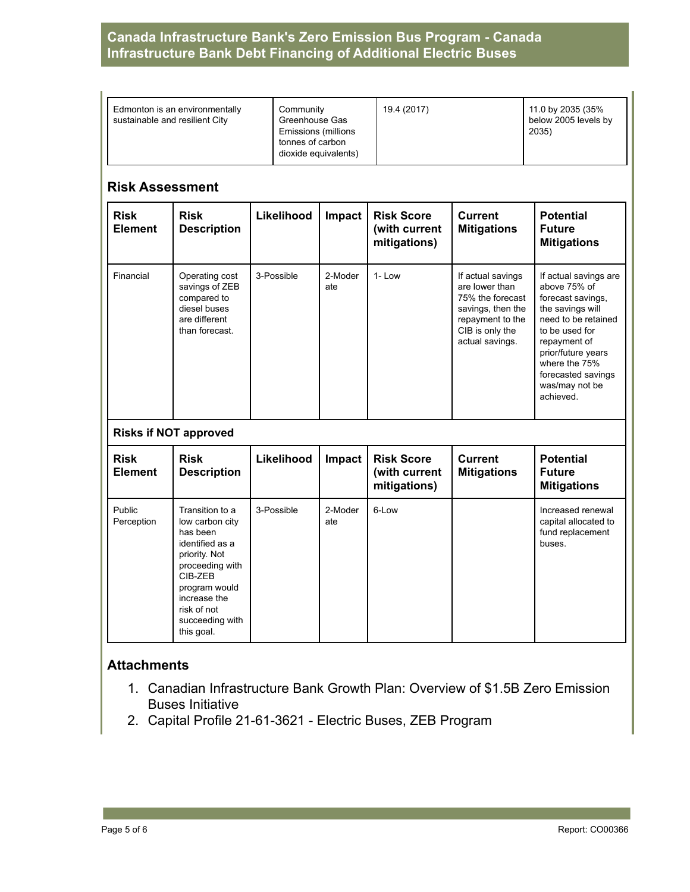| Edmonton is an environmentally sustainable and resilient City | Community Greenhouse Gas Emissions (millions tonnes of carbon dioxide equivalents) | 19.4 (2017) | 11.0 by 2035 (35% below 2005 levels by 2035) |
| --- | --- | --- | --- |

## Risk Assessment

| Risk Element | Risk Description | Likelihood | Impact | Risk Score (with current mitigations) | Current Mitigations | Potential Future Mitigations |
| --- | --- | --- | --- | --- | --- | --- |
| Financial | Operating cost savings of ZEB compared to diesel buses are different than forecast. | 3-Possible | 2-Moderate | 1- Low | If actual savings are lower than 75% the forecast savings, then the repayment to the CIB is only the actual savings. | If actual savings are above 75% of forecast savings, the savings will need to be retained to be used for repayment of prior/future years where the 75% forecasted savings was/may not be achieved. |
| **Risks if NOT approved** | | | | | | |
| **Risk Element** | **Risk Description** | **Likelihood** | **Impact** | **Risk Score (with current mitigations)** | **Current Mitigations** | **Potential Future Mitigations** |
| Public Perception | Transition to a low carbon city has been identified as a priority. Not proceeding with CIB-ZEB program would increase the risk of not succeeding with this goal. | 3-Possible | 2-Moderate | 6-Low | | Increased renewal capital allocated to fund replacement buses. |

## Attachments

1. Canadian Infrastructure Bank Growth Plan: Overview of $1.5B Zero Emission Buses Initiative
2. Capital Profile 21-61-3621 - Electric Buses, ZEB Program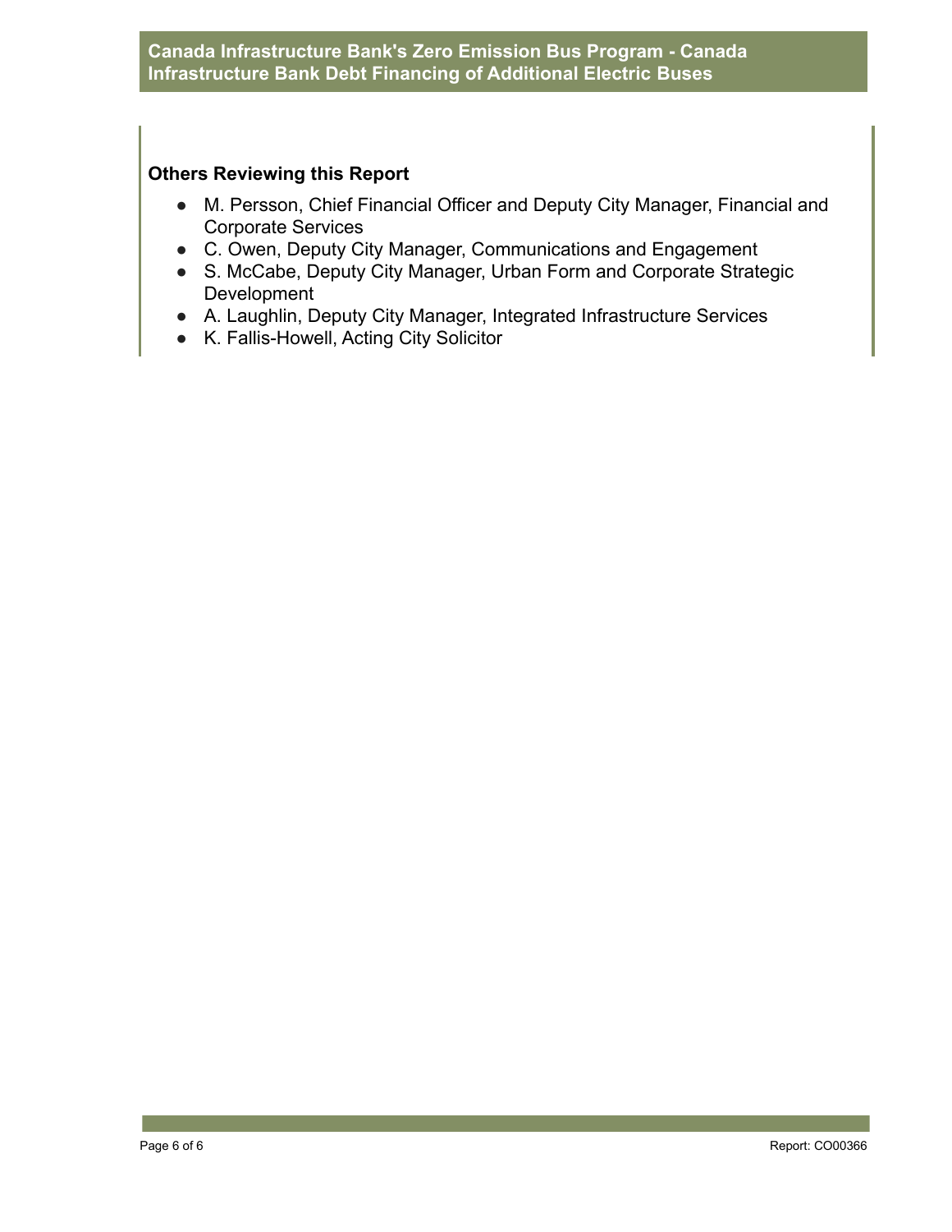**Others Reviewing this Report**

- M. Persson, Chief Financial Officer and Deputy City Manager, Financial and Corporate Services
- C. Owen, Deputy City Manager, Communications and Engagement
- S. McCabe, Deputy City Manager, Urban Form and Corporate Strategic Development
- A. Laughlin, Deputy City Manager, Integrated Infrastructure Services
- K. Fallis-Howell, Acting City Solicitor